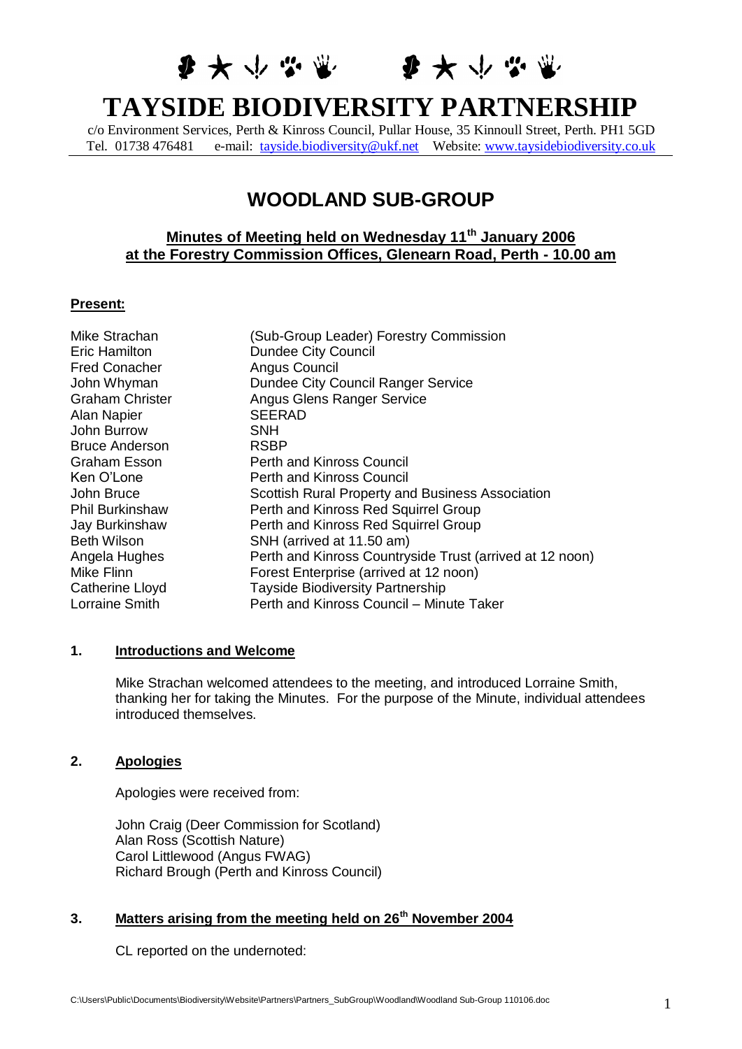# TAYSIDE BIODIVERSITY PARTNERSHIP

c/o Environment Services, Perth & Kinross Council, Pullar House, 35 Kinnoull Street, Perth. PH1 5GD
Tel. 01738 476481 e-mail: tayside.biodiversity@ukf.net Website: www.taysidebiodiversity.co.uk

## WOODLAND SUB-GROUP

**Minutes of Meeting held on Wednesday 11th January 2006 at the Forestry Commission Offices, Glenearn Road, Perth - 10.00 am**

**Present:**

| | |
|---|---|
| Mike Strachan | (Sub-Group Leader) Forestry Commission |
| Eric Hamilton | Dundee City Council |
| Fred Conacher | Angus Council |
| John Whyman | Dundee City Council Ranger Service |
| Graham Christer | Angus Glens Ranger Service |
| Alan Napier | SEERAD |
| John Burrow | SNH |
| Bruce Anderson | RSBP |
| Graham Esson | Perth and Kinross Council |
| Ken O'Lone | Perth and Kinross Council |
| John Bruce | Scottish Rural Property and Business Association |
| Phil Burkinshaw | Perth and Kinross Red Squirrel Group |
| Jay Burkinshaw | Perth and Kinross Red Squirrel Group |
| Beth Wilson | SNH (arrived at 11.50 am) |
| Angela Hughes | Perth and Kinross Countryside Trust (arrived at 12 noon) |
| Mike Flinn | Forest Enterprise (arrived at 12 noon) |
| Catherine Lloyd | Tayside Biodiversity Partnership |
| Lorraine Smith | Perth and Kinross Council – Minute Taker |

### 1. Introductions and Welcome

Mike Strachan welcomed attendees to the meeting, and introduced Lorraine Smith, thanking her for taking the Minutes. For the purpose of the Minute, individual attendees introduced themselves.

### 2. Apologies

Apologies were received from:

John Craig (Deer Commission for Scotland)
Alan Ross (Scottish Nature)
Carol Littlewood (Angus FWAG)
Richard Brough (Perth and Kinross Council)

### 3. Matters arising from the meeting held on 26th November 2004

CL reported on the undernoted: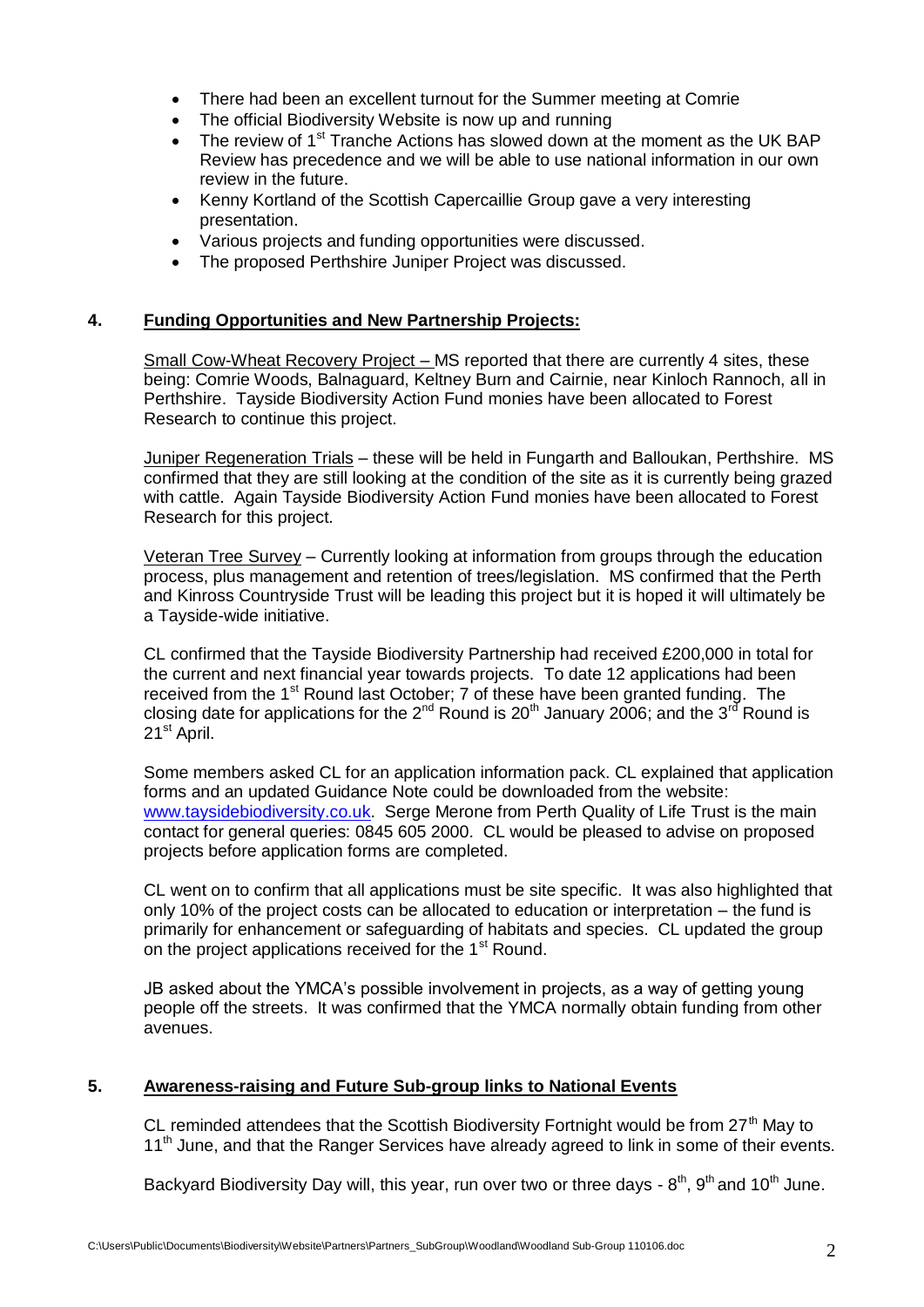- There had been an excellent turnout for the Summer meeting at Comrie
- The official Biodiversity Website is now up and running
- The review of 1st Tranche Actions has slowed down at the moment as the UK BAP Review has precedence and we will be able to use national information in our own review in the future.
- Kenny Kortland of the Scottish Capercaillie Group gave a very interesting presentation.
- Various projects and funding opportunities were discussed.
- The proposed Perthshire Juniper Project was discussed.

## 4. Funding Opportunities and New Partnership Projects:

Small Cow-Wheat Recovery Project – MS reported that there are currently 4 sites, these being: Comrie Woods, Balnaguard, Keltney Burn and Cairnie, near Kinloch Rannoch, all in Perthshire. Tayside Biodiversity Action Fund monies have been allocated to Forest Research to continue this project.

Juniper Regeneration Trials – these will be held in Fungarth and Balloukan, Perthshire. MS confirmed that they are still looking at the condition of the site as it is currently being grazed with cattle. Again Tayside Biodiversity Action Fund monies have been allocated to Forest Research for this project.

Veteran Tree Survey – Currently looking at information from groups through the education process, plus management and retention of trees/legislation. MS confirmed that the Perth and Kinross Countryside Trust will be leading this project but it is hoped it will ultimately be a Tayside-wide initiative.

CL confirmed that the Tayside Biodiversity Partnership had received £200,000 in total for the current and next financial year towards projects. To date 12 applications had been received from the 1st Round last October; 7 of these have been granted funding. The closing date for applications for the 2nd Round is 20th January 2006; and the 3rd Round is 21st April.

Some members asked CL for an application information pack. CL explained that application forms and an updated Guidance Note could be downloaded from the website: www.taysidebiodiversity.co.uk. Serge Merone from Perth Quality of Life Trust is the main contact for general queries: 0845 605 2000. CL would be pleased to advise on proposed projects before application forms are completed.

CL went on to confirm that all applications must be site specific. It was also highlighted that only 10% of the project costs can be allocated to education or interpretation – the fund is primarily for enhancement or safeguarding of habitats and species. CL updated the group on the project applications received for the 1st Round.

JB asked about the YMCA's possible involvement in projects, as a way of getting young people off the streets. It was confirmed that the YMCA normally obtain funding from other avenues.

## 5. Awareness-raising and Future Sub-group links to National Events

CL reminded attendees that the Scottish Biodiversity Fortnight would be from 27th May to 11th June, and that the Ranger Services have already agreed to link in some of their events.

Backyard Biodiversity Day will, this year, run over two or three days - 8th, 9th and 10th June.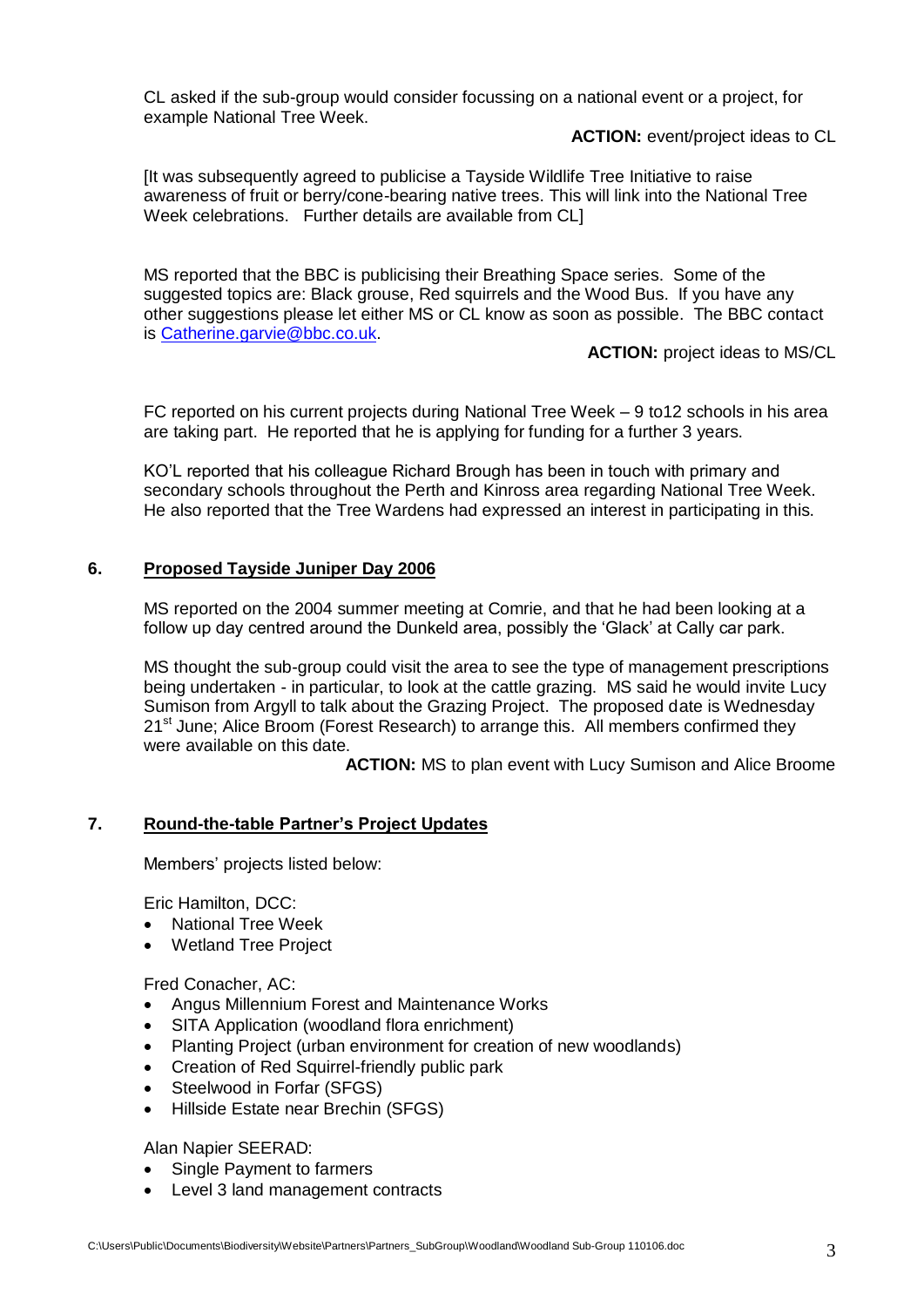CL asked if the sub-group would consider focussing on a national event or a project, for example National Tree Week.

**ACTION:** event/project ideas to CL

[It was subsequently agreed to publicise a Tayside Wildlife Tree Initiative to raise awareness of fruit or berry/cone-bearing native trees. This will link into the National Tree Week celebrations. Further details are available from CL]

MS reported that the BBC is publicising their Breathing Space series. Some of the suggested topics are: Black grouse, Red squirrels and the Wood Bus. If you have any other suggestions please let either MS or CL know as soon as possible. The BBC contact is Catherine.garvie@bbc.co.uk.

**ACTION:** project ideas to MS/CL

FC reported on his current projects during National Tree Week – 9 to12 schools in his area are taking part. He reported that he is applying for funding for a further 3 years.

KO'L reported that his colleague Richard Brough has been in touch with primary and secondary schools throughout the Perth and Kinross area regarding National Tree Week. He also reported that the Tree Wardens had expressed an interest in participating in this.

## 6. Proposed Tayside Juniper Day 2006

MS reported on the 2004 summer meeting at Comrie, and that he had been looking at a follow up day centred around the Dunkeld area, possibly the 'Glack' at Cally car park.

MS thought the sub-group could visit the area to see the type of management prescriptions being undertaken - in particular, to look at the cattle grazing. MS said he would invite Lucy Sumison from Argyll to talk about the Grazing Project. The proposed date is Wednesday 21st June; Alice Broom (Forest Research) to arrange this. All members confirmed they were available on this date.

**ACTION:** MS to plan event with Lucy Sumison and Alice Broome

## 7. Round-the-table Partner's Project Updates

Members' projects listed below:

Eric Hamilton, DCC:

- National Tree Week
- Wetland Tree Project

Fred Conacher, AC:

- Angus Millennium Forest and Maintenance Works
- SITA Application (woodland flora enrichment)
- Planting Project (urban environment for creation of new woodlands)
- Creation of Red Squirrel-friendly public park
- Steelwood in Forfar (SFGS)
- Hillside Estate near Brechin (SFGS)

Alan Napier SEERAD:

- Single Payment to farmers
- Level 3 land management contracts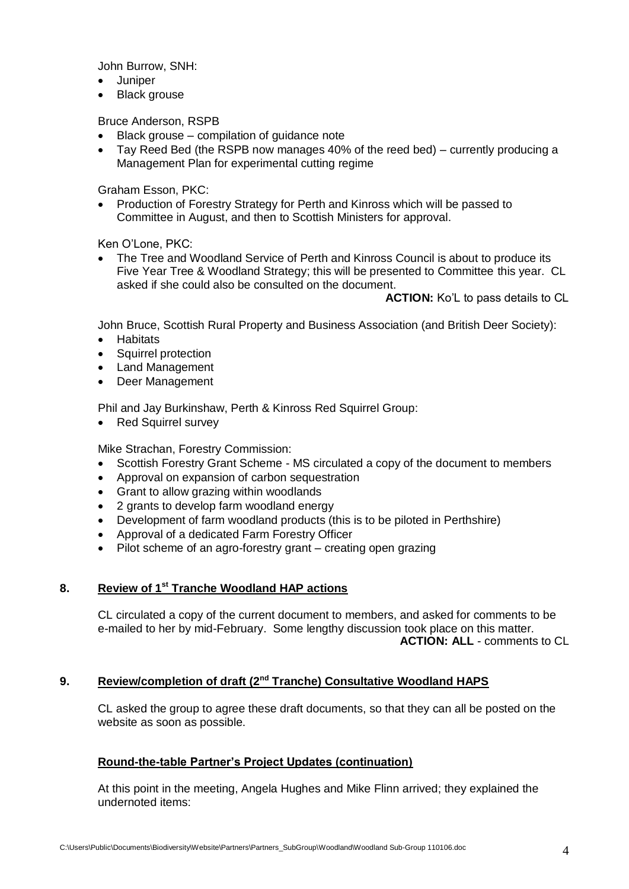John Burrow, SNH:

- Juniper
- Black grouse

Bruce Anderson, RSPB

- Black grouse – compilation of guidance note
- Tay Reed Bed (the RSPB now manages 40% of the reed bed) – currently producing a Management Plan for experimental cutting regime

Graham Esson, PKC:

- Production of Forestry Strategy for Perth and Kinross which will be passed to Committee in August, and then to Scottish Ministers for approval.

Ken O'Lone, PKC:

- The Tree and Woodland Service of Perth and Kinross Council is about to produce its Five Year Tree & Woodland Strategy; this will be presented to Committee this year. CL asked if she could also be consulted on the document.

**ACTION:** Ko'L to pass details to CL

John Bruce, Scottish Rural Property and Business Association (and British Deer Society):

- Habitats
- Squirrel protection
- Land Management
- Deer Management

Phil and Jay Burkinshaw, Perth & Kinross Red Squirrel Group:

- Red Squirrel survey

Mike Strachan, Forestry Commission:

- Scottish Forestry Grant Scheme - MS circulated a copy of the document to members
- Approval on expansion of carbon sequestration
- Grant to allow grazing within woodlands
- 2 grants to develop farm woodland energy
- Development of farm woodland products (this is to be piloted in Perthshire)
- Approval of a dedicated Farm Forestry Officer
- Pilot scheme of an agro-forestry grant – creating open grazing

## 8. Review of 1st Tranche Woodland HAP actions

CL circulated a copy of the current document to members, and asked for comments to be e-mailed to her by mid-February. Some lengthy discussion took place on this matter.

**ACTION: ALL** - comments to CL

## 9. Review/completion of draft (2nd Tranche) Consultative Woodland HAPS

CL asked the group to agree these draft documents, so that they can all be posted on the website as soon as possible.

## Round-the-table Partner's Project Updates (continuation)

At this point in the meeting, Angela Hughes and Mike Flinn arrived; they explained the undernoted items: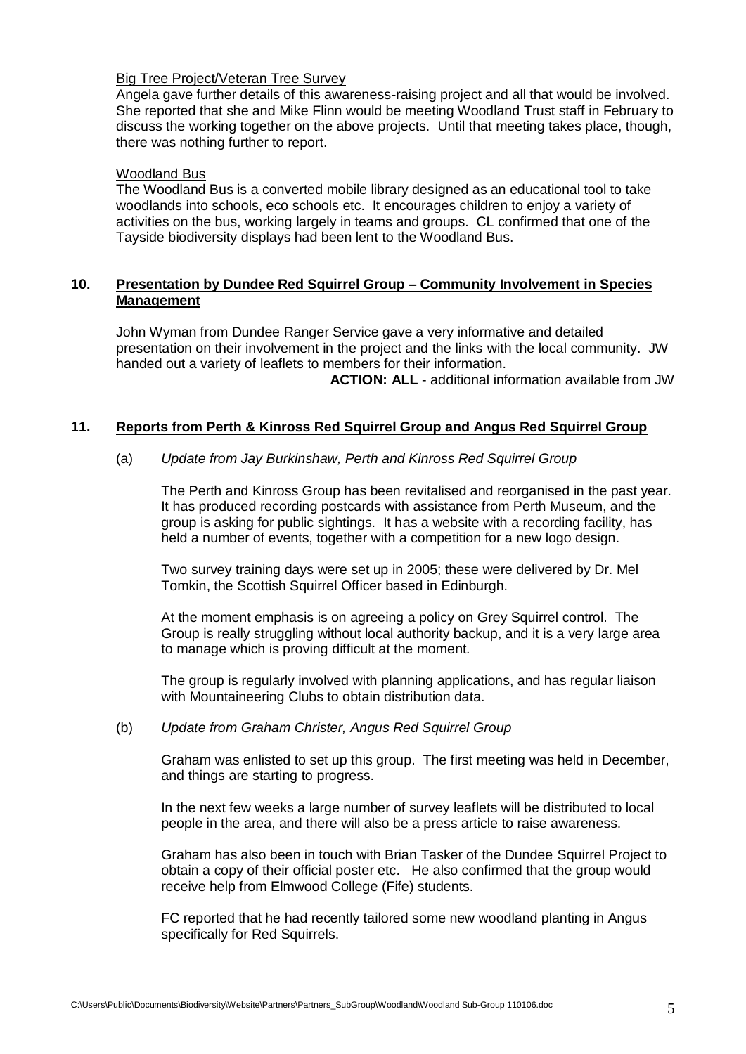Big Tree Project/Veteran Tree Survey

Angela gave further details of this awareness-raising project and all that would be involved. She reported that she and Mike Flinn would be meeting Woodland Trust staff in February to discuss the working together on the above projects. Until that meeting takes place, though, there was nothing further to report.

Woodland Bus

The Woodland Bus is a converted mobile library designed as an educational tool to take woodlands into schools, eco schools etc. It encourages children to enjoy a variety of activities on the bus, working largely in teams and groups. CL confirmed that one of the Tayside biodiversity displays had been lent to the Woodland Bus.

## 10. Presentation by Dundee Red Squirrel Group – Community Involvement in Species Management

John Wyman from Dundee Ranger Service gave a very informative and detailed presentation on their involvement in the project and the links with the local community. JW handed out a variety of leaflets to members for their information.

**ACTION: ALL** - additional information available from JW

## 11. Reports from Perth & Kinross Red Squirrel Group and Angus Red Squirrel Group

(a) *Update from Jay Burkinshaw, Perth and Kinross Red Squirrel Group*

The Perth and Kinross Group has been revitalised and reorganised in the past year. It has produced recording postcards with assistance from Perth Museum, and the group is asking for public sightings. It has a website with a recording facility, has held a number of events, together with a competition for a new logo design.

Two survey training days were set up in 2005; these were delivered by Dr. Mel Tomkin, the Scottish Squirrel Officer based in Edinburgh.

At the moment emphasis is on agreeing a policy on Grey Squirrel control. The Group is really struggling without local authority backup, and it is a very large area to manage which is proving difficult at the moment.

The group is regularly involved with planning applications, and has regular liaison with Mountaineering Clubs to obtain distribution data.

(b) *Update from Graham Christer, Angus Red Squirrel Group*

Graham was enlisted to set up this group. The first meeting was held in December, and things are starting to progress.

In the next few weeks a large number of survey leaflets will be distributed to local people in the area, and there will also be a press article to raise awareness.

Graham has also been in touch with Brian Tasker of the Dundee Squirrel Project to obtain a copy of their official poster etc. He also confirmed that the group would receive help from Elmwood College (Fife) students.

FC reported that he had recently tailored some new woodland planting in Angus specifically for Red Squirrels.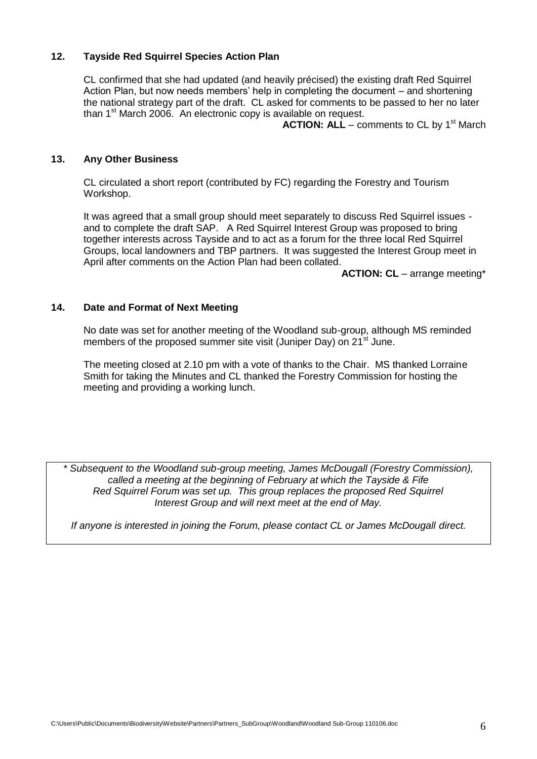## 12. Tayside Red Squirrel Species Action Plan

CL confirmed that she had updated (and heavily précised) the existing draft Red Squirrel Action Plan, but now needs members' help in completing the document – and shortening the national strategy part of the draft. CL asked for comments to be passed to her no later than 1st March 2006. An electronic copy is available on request.

**ACTION: ALL** – comments to CL by 1st March

## 13. Any Other Business

CL circulated a short report (contributed by FC) regarding the Forestry and Tourism Workshop.

It was agreed that a small group should meet separately to discuss Red Squirrel issues - and to complete the draft SAP. A Red Squirrel Interest Group was proposed to bring together interests across Tayside and to act as a forum for the three local Red Squirrel Groups, local landowners and TBP partners. It was suggested the Interest Group meet in April after comments on the Action Plan had been collated.

**ACTION: CL** – arrange meeting*

## 14. Date and Format of Next Meeting

No date was set for another meeting of the Woodland sub-group, although MS reminded members of the proposed summer site visit (Juniper Day) on 21st June.

The meeting closed at 2.10 pm with a vote of thanks to the Chair. MS thanked Lorraine Smith for taking the Minutes and CL thanked the Forestry Commission for hosting the meeting and providing a working lunch.

*\* Subsequent to the Woodland sub-group meeting, James McDougall (Forestry Commission), called a meeting at the beginning of February at which the Tayside & Fife Red Squirrel Forum was set up. This group replaces the proposed Red Squirrel Interest Group and will next meet at the end of May.*

*If anyone is interested in joining the Forum, please contact CL or James McDougall direct.*